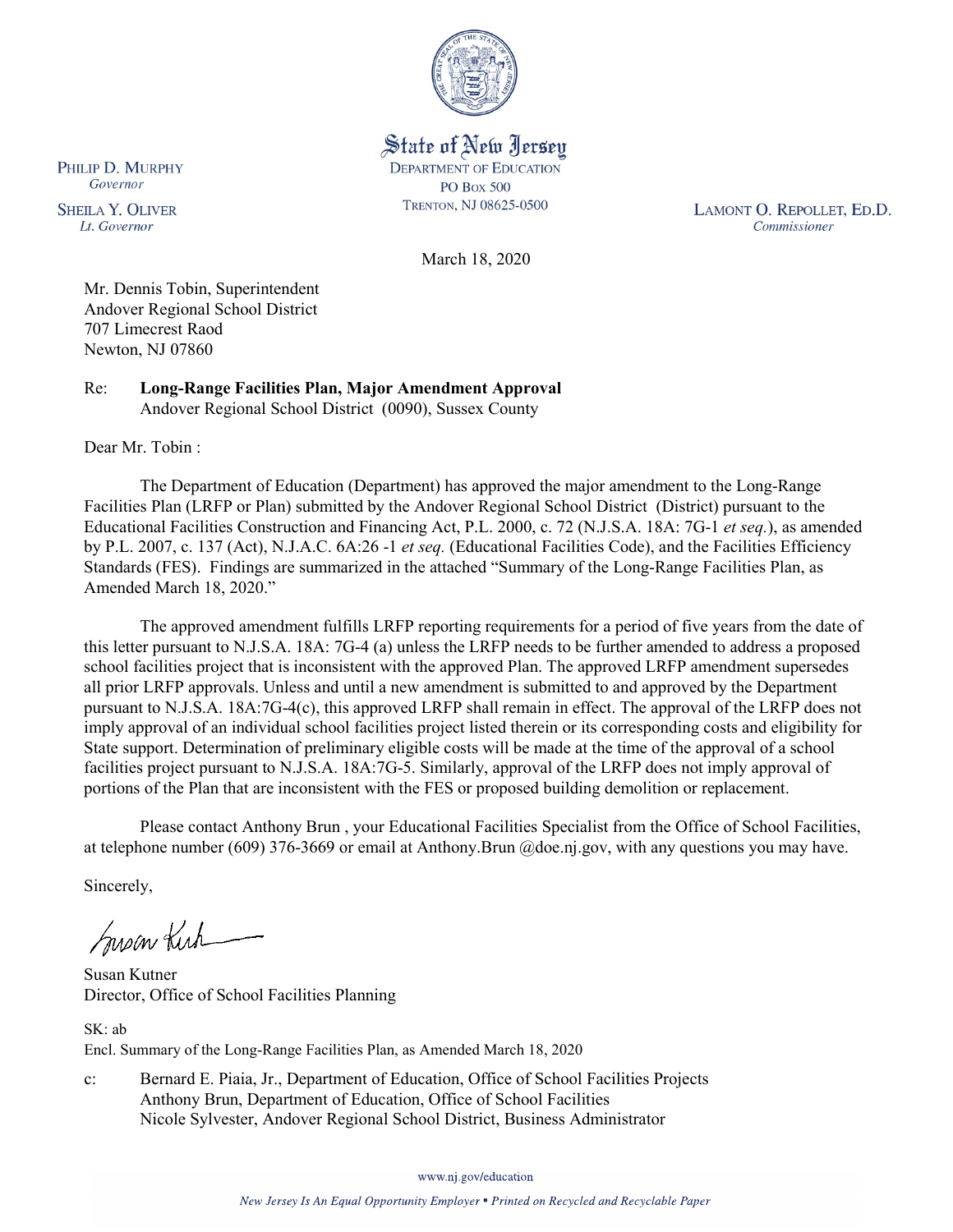State of New Jersey
DEPARTMENT OF EDUCATION
PO Box 500
TRENTON, NJ 08625-0500

PHILIP D. MURPHY
*Governor*

SHEILA Y. OLIVER
*Lt. Governor*

LAMONT O. REPOLLET, ED.D.
*Commissioner*

March 18, 2020

Mr. Dennis Tobin, Superintendent
Andover Regional School District
707 Limecrest Raod
Newton, NJ 07860

Re: **Long-Range Facilities Plan, Major Amendment Approval**
Andover Regional School District (0090), Sussex County

Dear Mr. Tobin :

The Department of Education (Department) has approved the major amendment to the Long-Range Facilities Plan (LRFP or Plan) submitted by the Andover Regional School District (District) pursuant to the Educational Facilities Construction and Financing Act, P.L. 2000, c. 72 (N.J.S.A. 18A: 7G-1 *et seq.*), as amended by P.L. 2007, c. 137 (Act), N.J.A.C. 6A:26 -1 *et seq.* (Educational Facilities Code), and the Facilities Efficiency Standards (FES). Findings are summarized in the attached "Summary of the Long-Range Facilities Plan, as Amended March 18, 2020."

The approved amendment fulfills LRFP reporting requirements for a period of five years from the date of this letter pursuant to N.J.S.A. 18A: 7G-4 (a) unless the LRFP needs to be further amended to address a proposed school facilities project that is inconsistent with the approved Plan. The approved LRFP amendment supersedes all prior LRFP approvals. Unless and until a new amendment is submitted to and approved by the Department pursuant to N.J.S.A. 18A:7G-4(c), this approved LRFP shall remain in effect. The approval of the LRFP does not imply approval of an individual school facilities project listed therein or its corresponding costs and eligibility for State support. Determination of preliminary eligible costs will be made at the time of the approval of a school facilities project pursuant to N.J.S.A. 18A:7G-5. Similarly, approval of the LRFP does not imply approval of portions of the Plan that are inconsistent with the FES or proposed building demolition or replacement.

Please contact Anthony Brun , your Educational Facilities Specialist from the Office of School Facilities, at telephone number (609) 376-3669 or email at Anthony.Brun @doe.nj.gov, with any questions you may have.

Sincerely,

Susan Kutner
Director, Office of School Facilities Planning

SK: ab
Encl. Summary of the Long-Range Facilities Plan, as Amended March 18, 2020

c: Bernard E. Piaia, Jr., Department of Education, Office of School Facilities Projects
Anthony Brun, Department of Education, Office of School Facilities
Nicole Sylvester, Andover Regional School District, Business Administrator

www.nj.gov/education

*New Jersey Is An Equal Opportunity Employer • Printed on Recycled and Recyclable Paper*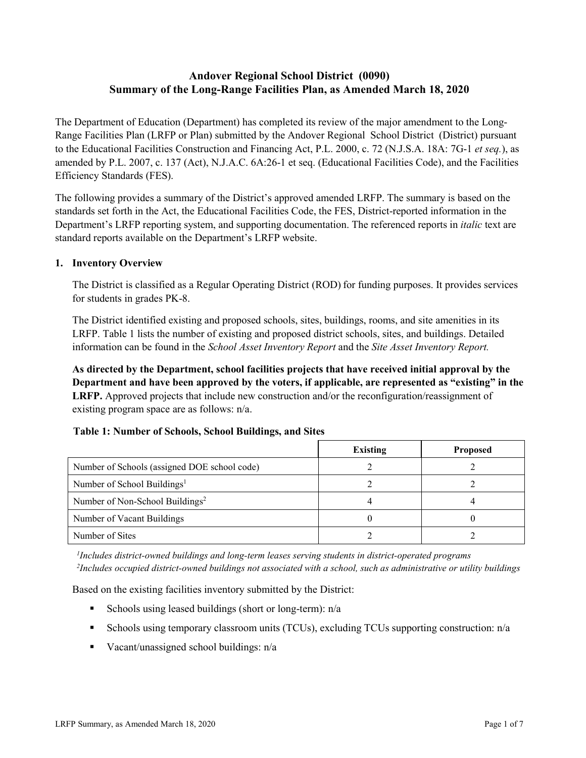# Andover Regional School District (0090)
# Summary of the Long-Range Facilities Plan, as Amended March 18, 2020

The Department of Education (Department) has completed its review of the major amendment to the Long-Range Facilities Plan (LRFP or Plan) submitted by the Andover Regional School District (District) pursuant to the Educational Facilities Construction and Financing Act, P.L. 2000, c. 72 (N.J.S.A. 18A: 7G-1 *et seq.*), as amended by P.L. 2007, c. 137 (Act), N.J.A.C. 6A:26-1 et seq. (Educational Facilities Code), and the Facilities Efficiency Standards (FES).

The following provides a summary of the District's approved amended LRFP. The summary is based on the standards set forth in the Act, the Educational Facilities Code, the FES, District-reported information in the Department's LRFP reporting system, and supporting documentation. The referenced reports in *italic* text are standard reports available on the Department's LRFP website.

## 1. Inventory Overview

The District is classified as a Regular Operating District (ROD) for funding purposes. It provides services for students in grades PK-8.

The District identified existing and proposed schools, sites, buildings, rooms, and site amenities in its LRFP. Table 1 lists the number of existing and proposed district schools, sites, and buildings. Detailed information can be found in the *School Asset Inventory Report* and the *Site Asset Inventory Report.*

**As directed by the Department, school facilities projects that have received initial approval by the Department and have been approved by the voters, if applicable, are represented as "existing" in the LRFP.** Approved projects that include new construction and/or the reconfiguration/reassignment of existing program space are as follows: n/a.

**Table 1: Number of Schools, School Buildings, and Sites**

| | Existing | Proposed |
|---|---|---|
| Number of Schools (assigned DOE school code) | 2 | 2 |
| Number of School Buildings[1] | 2 | 2 |
| Number of Non-School Buildings[2] | 4 | 4 |
| Number of Vacant Buildings | 0 | 0 |
| Number of Sites | 2 | 2 |

*[1]Includes district-owned buildings and long-term leases serving students in district-operated programs*
*[2]Includes occupied district-owned buildings not associated with a school, such as administrative or utility buildings*

Based on the existing facilities inventory submitted by the District:

- Schools using leased buildings (short or long-term): n/a
- Schools using temporary classroom units (TCUs), excluding TCUs supporting construction: n/a
- Vacant/unassigned school buildings: n/a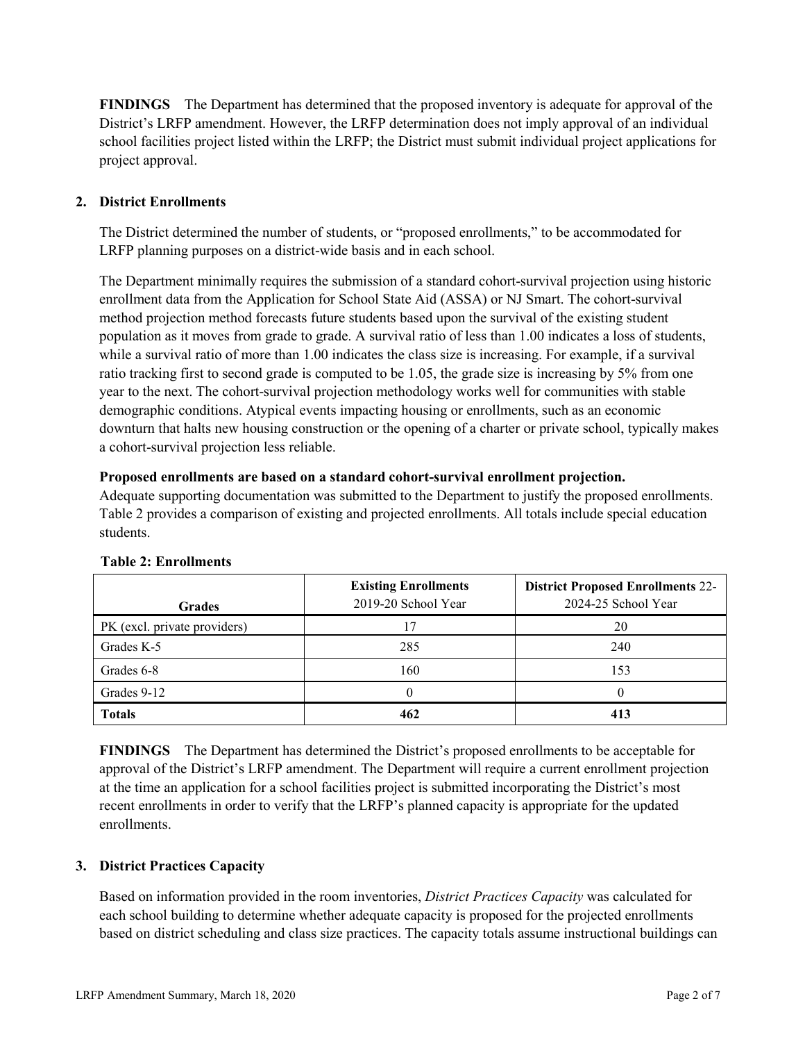**FINDINGS** The Department has determined that the proposed inventory is adequate for approval of the District's LRFP amendment. However, the LRFP determination does not imply approval of an individual school facilities project listed within the LRFP; the District must submit individual project applications for project approval.

## 2. District Enrollments

The District determined the number of students, or "proposed enrollments," to be accommodated for LRFP planning purposes on a district-wide basis and in each school.

The Department minimally requires the submission of a standard cohort-survival projection using historic enrollment data from the Application for School State Aid (ASSA) or NJ Smart. The cohort-survival method projection method forecasts future students based upon the survival of the existing student population as it moves from grade to grade. A survival ratio of less than 1.00 indicates a loss of students, while a survival ratio of more than 1.00 indicates the class size is increasing. For example, if a survival ratio tracking first to second grade is computed to be 1.05, the grade size is increasing by 5% from one year to the next. The cohort-survival projection methodology works well for communities with stable demographic conditions. Atypical events impacting housing or enrollments, such as an economic downturn that halts new housing construction or the opening of a charter or private school, typically makes a cohort-survival projection less reliable.

**Proposed enrollments are based on a standard cohort-survival enrollment projection.**

Adequate supporting documentation was submitted to the Department to justify the proposed enrollments. Table 2 provides a comparison of existing and projected enrollments. All totals include special education students.

**Table 2: Enrollments**

| Grades | Existing Enrollments 2019-20 School Year | District Proposed Enrollments 22-2024-25 School Year |
|---|---|---|
| PK (excl. private providers) | 17 | 20 |
| Grades K-5 | 285 | 240 |
| Grades 6-8 | 160 | 153 |
| Grades 9-12 | 0 | 0 |
| **Totals** | **462** | **413** |

**FINDINGS** The Department has determined the District's proposed enrollments to be acceptable for approval of the District's LRFP amendment. The Department will require a current enrollment projection at the time an application for a school facilities project is submitted incorporating the District's most recent enrollments in order to verify that the LRFP's planned capacity is appropriate for the updated enrollments.

## 3. District Practices Capacity

Based on information provided in the room inventories, *District Practices Capacity* was calculated for each school building to determine whether adequate capacity is proposed for the projected enrollments based on district scheduling and class size practices. The capacity totals assume instructional buildings can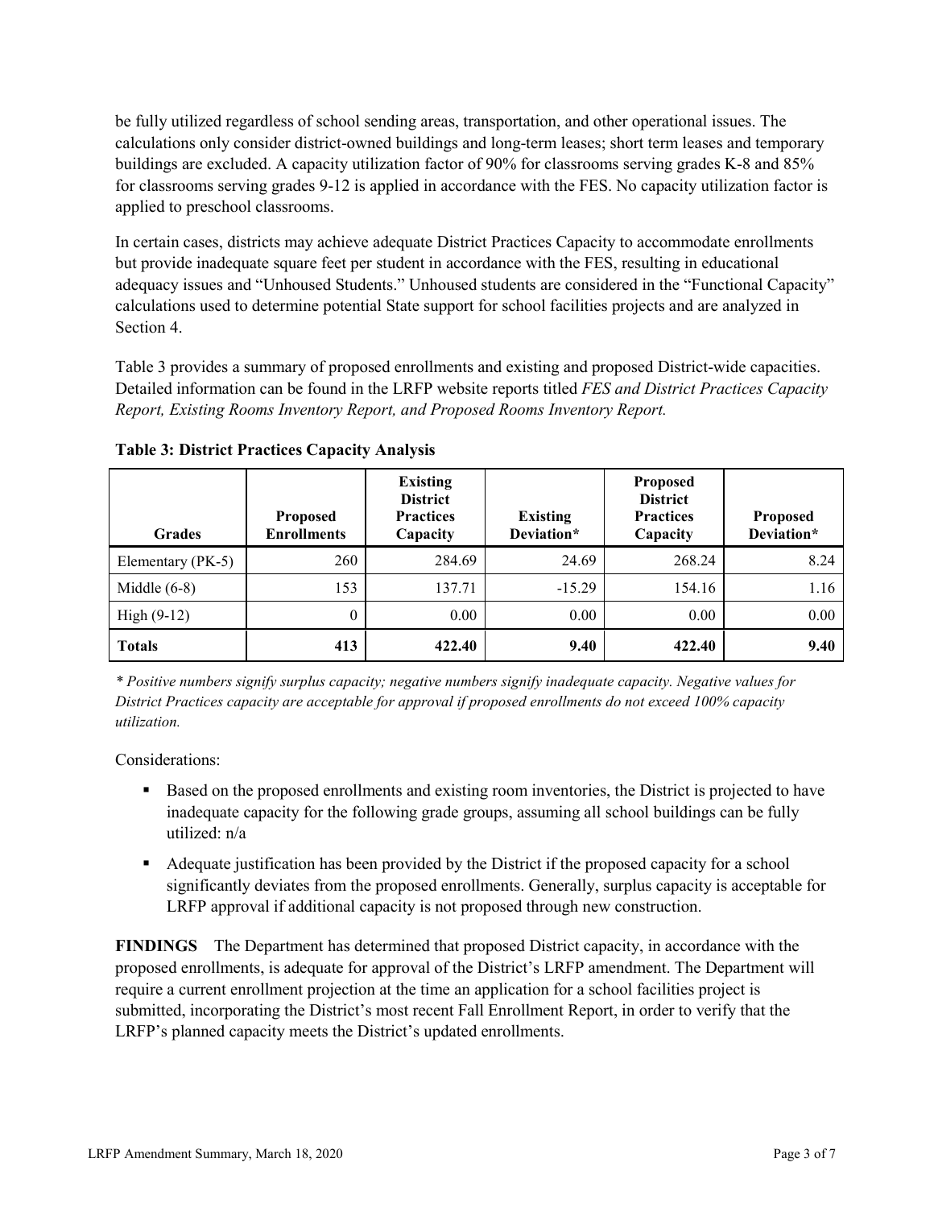be fully utilized regardless of school sending areas, transportation, and other operational issues. The calculations only consider district-owned buildings and long-term leases; short term leases and temporary buildings are excluded. A capacity utilization factor of 90% for classrooms serving grades K-8 and 85% for classrooms serving grades 9-12 is applied in accordance with the FES. No capacity utilization factor is applied to preschool classrooms.

In certain cases, districts may achieve adequate District Practices Capacity to accommodate enrollments but provide inadequate square feet per student in accordance with the FES, resulting in educational adequacy issues and "Unhoused Students." Unhoused students are considered in the "Functional Capacity" calculations used to determine potential State support for school facilities projects and are analyzed in Section 4.

Table 3 provides a summary of proposed enrollments and existing and proposed District-wide capacities. Detailed information can be found in the LRFP website reports titled *FES and District Practices Capacity Report, Existing Rooms Inventory Report, and Proposed Rooms Inventory Report.*

**Table 3: District Practices Capacity Analysis**

| Grades | Proposed Enrollments | Existing District Practices Capacity | Existing Deviation* | Proposed District Practices Capacity | Proposed Deviation* |
|---|---|---|---|---|---|
| Elementary (PK-5) | 260 | 284.69 | 24.69 | 268.24 | 8.24 |
| Middle (6-8) | 153 | 137.71 | -15.29 | 154.16 | 1.16 |
| High (9-12) | 0 | 0.00 | 0.00 | 0.00 | 0.00 |
| **Totals** | **413** | **422.40** | **9.40** | **422.40** | **9.40** |

*\* Positive numbers signify surplus capacity; negative numbers signify inadequate capacity. Negative values for District Practices capacity are acceptable for approval if proposed enrollments do not exceed 100% capacity utilization.*

Considerations:

- Based on the proposed enrollments and existing room inventories, the District is projected to have inadequate capacity for the following grade groups, assuming all school buildings can be fully utilized: n/a
- Adequate justification has been provided by the District if the proposed capacity for a school significantly deviates from the proposed enrollments. Generally, surplus capacity is acceptable for LRFP approval if additional capacity is not proposed through new construction.

**FINDINGS** The Department has determined that proposed District capacity, in accordance with the proposed enrollments, is adequate for approval of the District's LRFP amendment. The Department will require a current enrollment projection at the time an application for a school facilities project is submitted, incorporating the District's most recent Fall Enrollment Report, in order to verify that the LRFP's planned capacity meets the District's updated enrollments.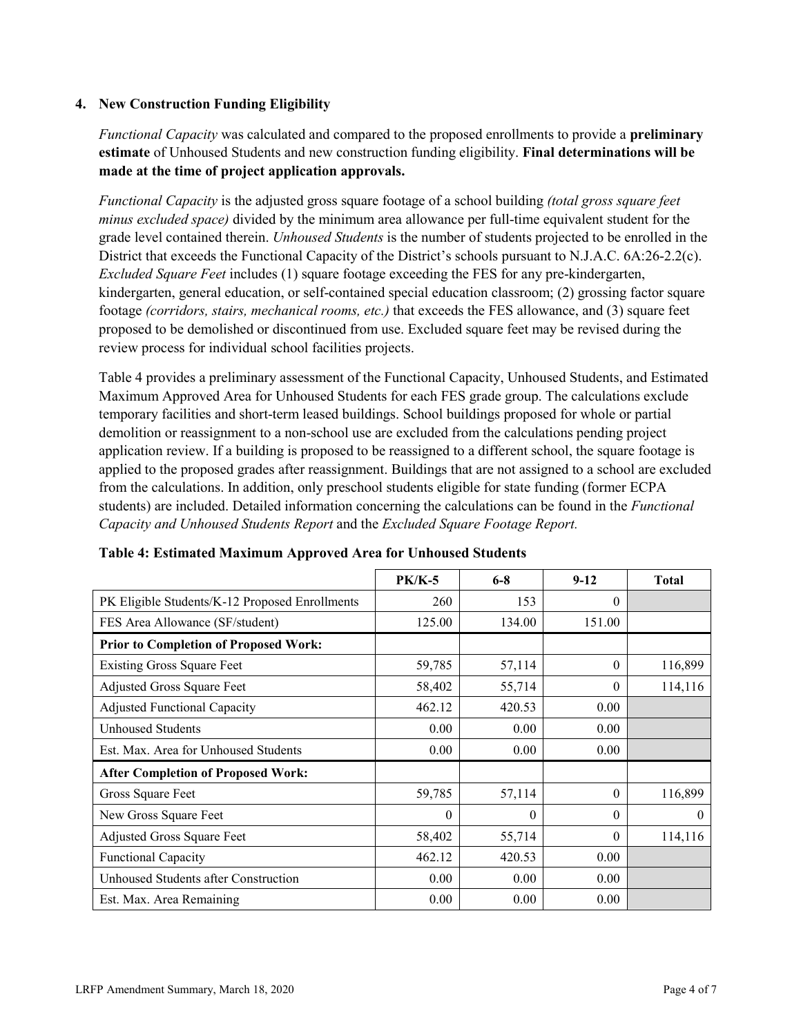### 4. New Construction Funding Eligibility

*Functional Capacity* was calculated and compared to the proposed enrollments to provide a **preliminary estimate** of Unhoused Students and new construction funding eligibility. **Final determinations will be made at the time of project application approvals.**

*Functional Capacity* is the adjusted gross square footage of a school building *(total gross square feet minus excluded space)* divided by the minimum area allowance per full-time equivalent student for the grade level contained therein. *Unhoused Students* is the number of students projected to be enrolled in the District that exceeds the Functional Capacity of the District's schools pursuant to N.J.A.C. 6A:26-2.2(c). *Excluded Square Feet* includes (1) square footage exceeding the FES for any pre-kindergarten, kindergarten, general education, or self-contained special education classroom; (2) grossing factor square footage *(corridors, stairs, mechanical rooms, etc.)* that exceeds the FES allowance, and (3) square feet proposed to be demolished or discontinued from use. Excluded square feet may be revised during the review process for individual school facilities projects.

Table 4 provides a preliminary assessment of the Functional Capacity, Unhoused Students, and Estimated Maximum Approved Area for Unhoused Students for each FES grade group. The calculations exclude temporary facilities and short-term leased buildings. School buildings proposed for whole or partial demolition or reassignment to a non-school use are excluded from the calculations pending project application review. If a building is proposed to be reassigned to a different school, the square footage is applied to the proposed grades after reassignment. Buildings that are not assigned to a school are excluded from the calculations. In addition, only preschool students eligible for state funding (former ECPA students) are included. Detailed information concerning the calculations can be found in the *Functional Capacity and Unhoused Students Report* and the *Excluded Square Footage Report.*

**Table 4: Estimated Maximum Approved Area for Unhoused Students**

| | PK/K-5 | 6-8 | 9-12 | Total |
|---|---|---|---|---|
| PK Eligible Students/K-12 Proposed Enrollments | 260 | 153 | 0 | |
| FES Area Allowance (SF/student) | 125.00 | 134.00 | 151.00 | |
| **Prior to Completion of Proposed Work:** | | | | |
| Existing Gross Square Feet | 59,785 | 57,114 | 0 | 116,899 |
| Adjusted Gross Square Feet | 58,402 | 55,714 | 0 | 114,116 |
| Adjusted Functional Capacity | 462.12 | 420.53 | 0.00 | |
| Unhoused Students | 0.00 | 0.00 | 0.00 | |
| Est. Max. Area for Unhoused Students | 0.00 | 0.00 | 0.00 | |
| **After Completion of Proposed Work:** | | | | |
| Gross Square Feet | 59,785 | 57,114 | 0 | 116,899 |
| New Gross Square Feet | 0 | 0 | 0 | 0 |
| Adjusted Gross Square Feet | 58,402 | 55,714 | 0 | 114,116 |
| Functional Capacity | 462.12 | 420.53 | 0.00 | |
| Unhoused Students after Construction | 0.00 | 0.00 | 0.00 | |
| Est. Max. Area Remaining | 0.00 | 0.00 | 0.00 | |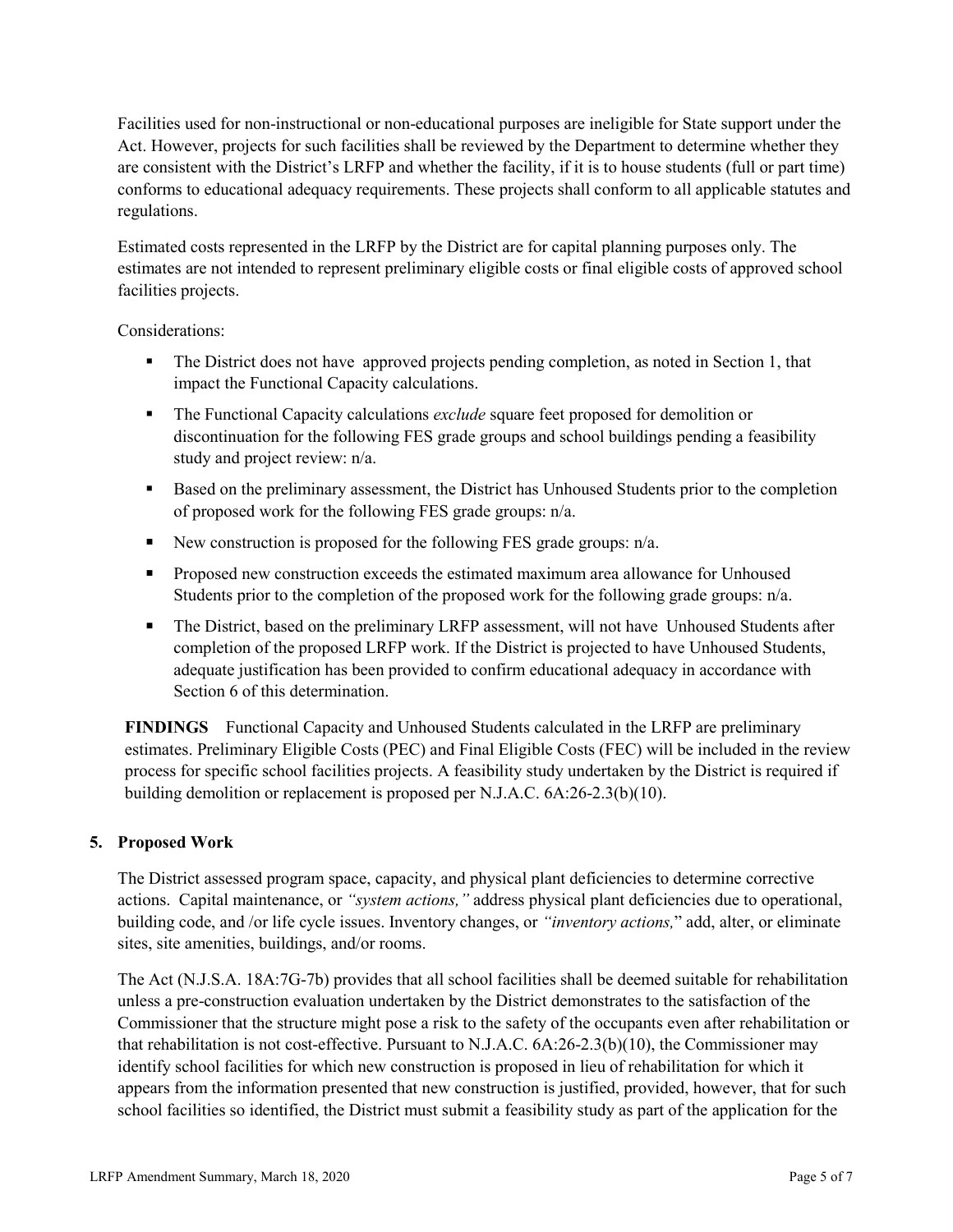Facilities used for non-instructional or non-educational purposes are ineligible for State support under the Act. However, projects for such facilities shall be reviewed by the Department to determine whether they are consistent with the District's LRFP and whether the facility, if it is to house students (full or part time) conforms to educational adequacy requirements. These projects shall conform to all applicable statutes and regulations.

Estimated costs represented in the LRFP by the District are for capital planning purposes only. The estimates are not intended to represent preliminary eligible costs or final eligible costs of approved school facilities projects.

Considerations:

- The District does not have approved projects pending completion, as noted in Section 1, that impact the Functional Capacity calculations.
- The Functional Capacity calculations *exclude* square feet proposed for demolition or discontinuation for the following FES grade groups and school buildings pending a feasibility study and project review: n/a.
- Based on the preliminary assessment, the District has Unhoused Students prior to the completion of proposed work for the following FES grade groups: n/a.
- New construction is proposed for the following FES grade groups: n/a.
- Proposed new construction exceeds the estimated maximum area allowance for Unhoused Students prior to the completion of the proposed work for the following grade groups: n/a.
- The District, based on the preliminary LRFP assessment, will not have Unhoused Students after completion of the proposed LRFP work. If the District is projected to have Unhoused Students, adequate justification has been provided to confirm educational adequacy in accordance with Section 6 of this determination.

**FINDINGS** Functional Capacity and Unhoused Students calculated in the LRFP are preliminary estimates. Preliminary Eligible Costs (PEC) and Final Eligible Costs (FEC) will be included in the review process for specific school facilities projects. A feasibility study undertaken by the District is required if building demolition or replacement is proposed per N.J.A.C. 6A:26-2.3(b)(10).

## 5. Proposed Work

The District assessed program space, capacity, and physical plant deficiencies to determine corrective actions. Capital maintenance, or *"system actions,"* address physical plant deficiencies due to operational, building code, and /or life cycle issues. Inventory changes, or *"inventory actions,"* add, alter, or eliminate sites, site amenities, buildings, and/or rooms.

The Act (N.J.S.A. 18A:7G-7b) provides that all school facilities shall be deemed suitable for rehabilitation unless a pre-construction evaluation undertaken by the District demonstrates to the satisfaction of the Commissioner that the structure might pose a risk to the safety of the occupants even after rehabilitation or that rehabilitation is not cost-effective. Pursuant to N.J.A.C. 6A:26-2.3(b)(10), the Commissioner may identify school facilities for which new construction is proposed in lieu of rehabilitation for which it appears from the information presented that new construction is justified, provided, however, that for such school facilities so identified, the District must submit a feasibility study as part of the application for the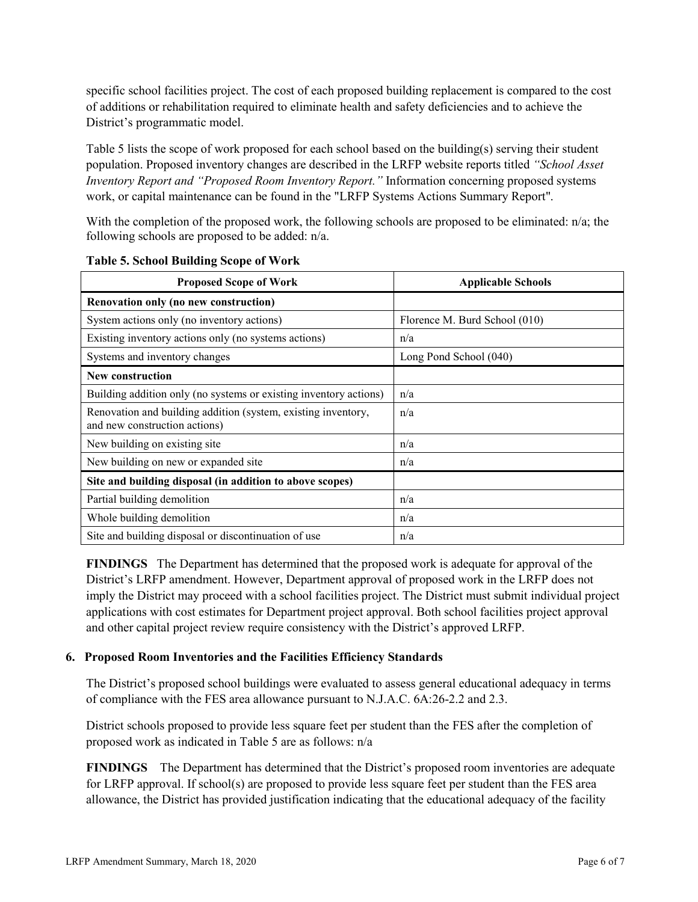specific school facilities project. The cost of each proposed building replacement is compared to the cost of additions or rehabilitation required to eliminate health and safety deficiencies and to achieve the District's programmatic model.

Table 5 lists the scope of work proposed for each school based on the building(s) serving their student population. Proposed inventory changes are described in the LRFP website reports titled *"School Asset Inventory Report and "Proposed Room Inventory Report."* Information concerning proposed systems work, or capital maintenance can be found in the "LRFP Systems Actions Summary Report".

With the completion of the proposed work, the following schools are proposed to be eliminated: n/a; the following schools are proposed to be added: n/a.

**Table 5. School Building Scope of Work**

| Proposed Scope of Work | Applicable Schools |
|---|---|
| **Renovation only (no new construction)** | |
| System actions only (no inventory actions) | Florence M. Burd School (010) |
| Existing inventory actions only (no systems actions) | n/a |
| Systems and inventory changes | Long Pond School (040) |
| **New construction** | |
| Building addition only (no systems or existing inventory actions) | n/a |
| Renovation and building addition (system, existing inventory, and new construction actions) | n/a |
| New building on existing site | n/a |
| New building on new or expanded site | n/a |
| **Site and building disposal (in addition to above scopes)** | |
| Partial building demolition | n/a |
| Whole building demolition | n/a |
| Site and building disposal or discontinuation of use | n/a |

**FINDINGS** The Department has determined that the proposed work is adequate for approval of the District's LRFP amendment. However, Department approval of proposed work in the LRFP does not imply the District may proceed with a school facilities project. The District must submit individual project applications with cost estimates for Department project approval. Both school facilities project approval and other capital project review require consistency with the District's approved LRFP.

### 6. Proposed Room Inventories and the Facilities Efficiency Standards

The District's proposed school buildings were evaluated to assess general educational adequacy in terms of compliance with the FES area allowance pursuant to N.J.A.C. 6A:26-2.2 and 2.3.

District schools proposed to provide less square feet per student than the FES after the completion of proposed work as indicated in Table 5 are as follows: n/a

**FINDINGS** The Department has determined that the District's proposed room inventories are adequate for LRFP approval. If school(s) are proposed to provide less square feet per student than the FES area allowance, the District has provided justification indicating that the educational adequacy of the facility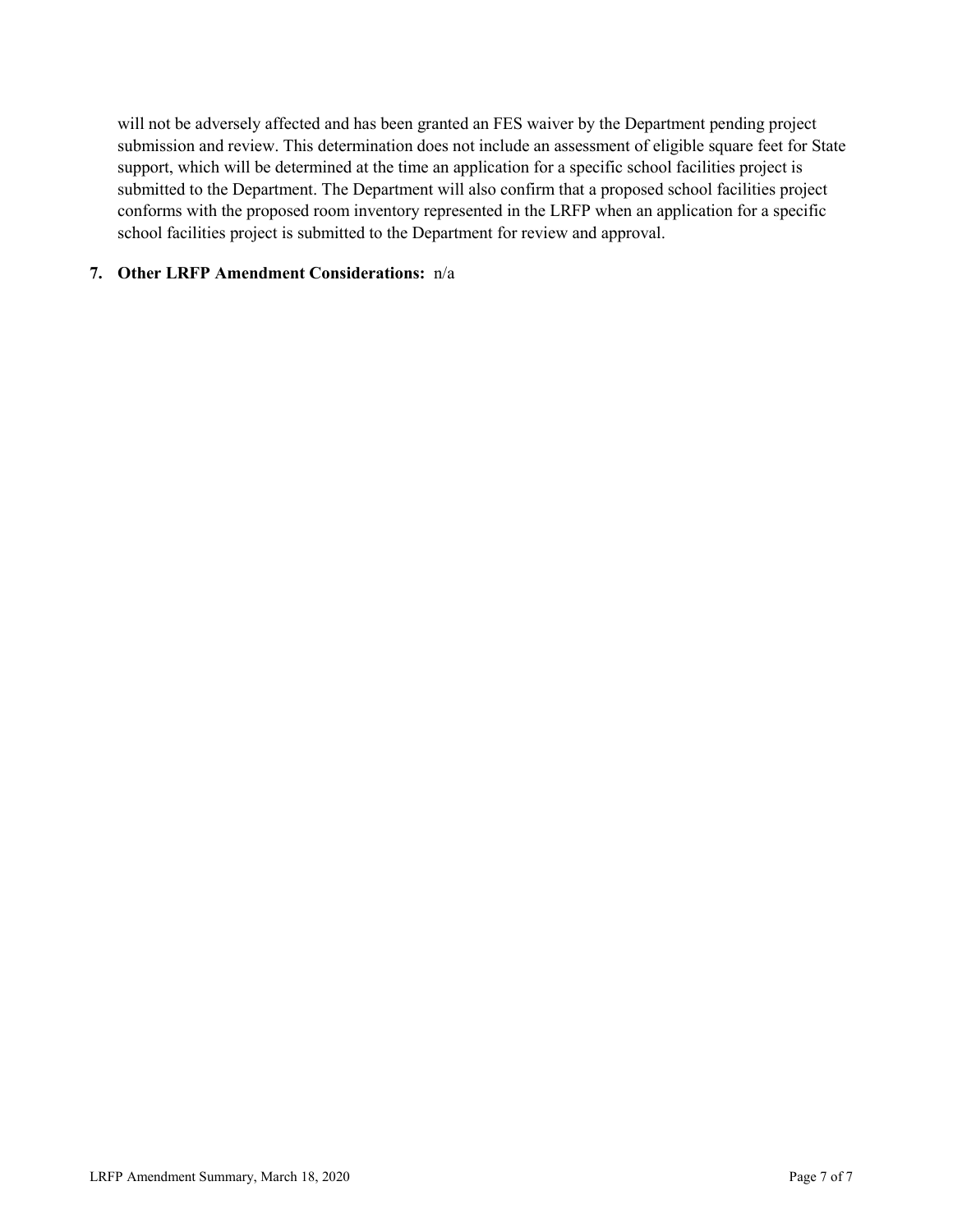will not be adversely affected and has been granted an FES waiver by the Department pending project submission and review. This determination does not include an assessment of eligible square feet for State support, which will be determined at the time an application for a specific school facilities project is submitted to the Department. The Department will also confirm that a proposed school facilities project conforms with the proposed room inventory represented in the LRFP when an application for a specific school facilities project is submitted to the Department for review and approval.

7. **Other LRFP Amendment Considerations:** n/a